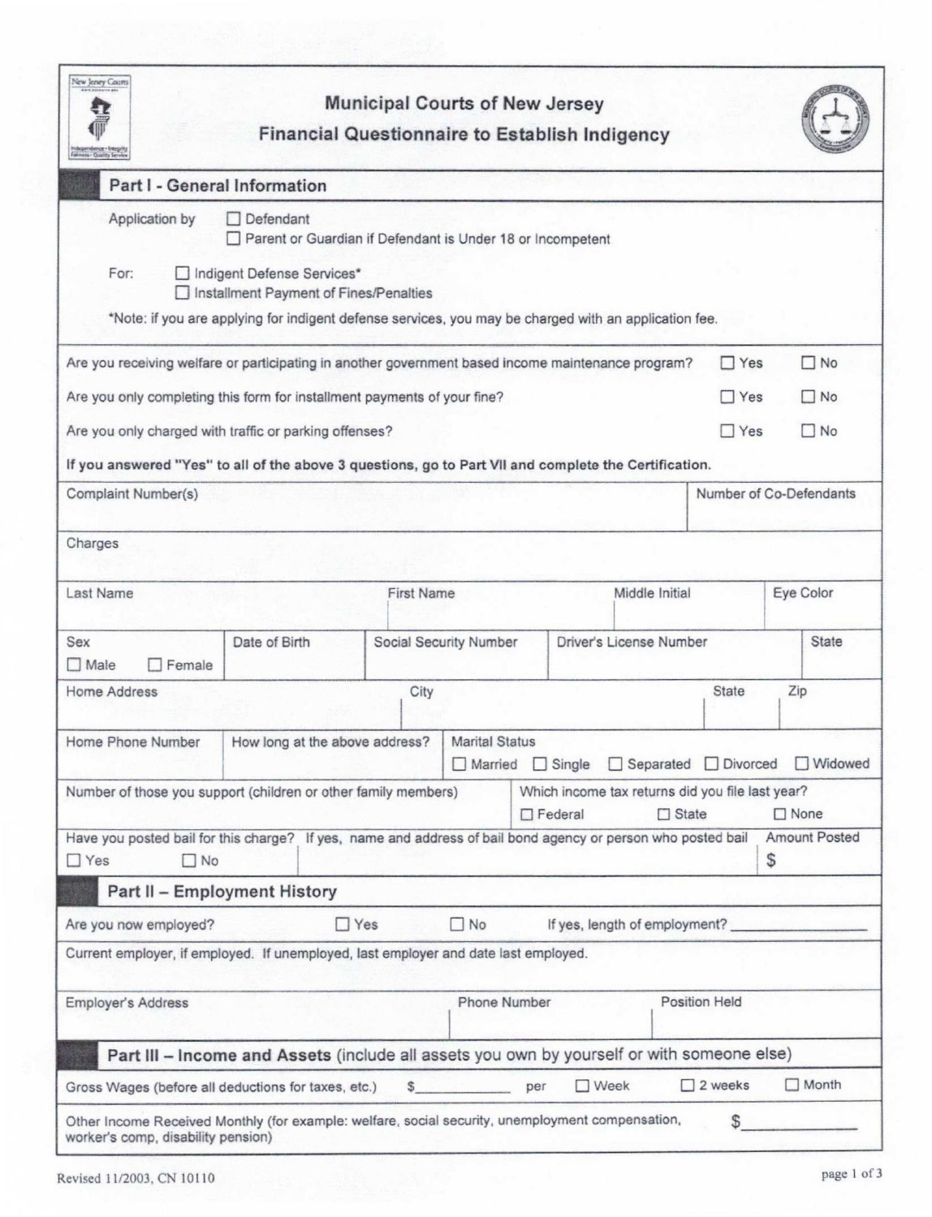# Municipal Courts of New Jersey

## Financial Questionnaire to Establish Indigency

### Part I - General Information

Application by ☐ Defendant
☐ Parent or Guardian if Defendant is Under 18 or Incompetent

For: ☐ Indigent Defense Services*
☐ Installment Payment of Fines/Penalties

*Note: if you are applying for indigent defense services, you may be charged with an application fee.

Are you receiving welfare or participating in another government based income maintenance program? ☐ Yes ☐ No

Are you only completing this form for installment payments of your fine? ☐ Yes ☐ No

Are you only charged with traffic or parking offenses? ☐ Yes ☐ No

**If you answered "Yes" to all of the above 3 questions, go to Part VII and complete the Certification.**

| Complaint Number(s) | | | | Number of Co-Defendants |
|---|---|---|---|---|
| Charges | | | | |
| Last Name | First Name | | Middle Initial | Eye Color |
| Sex ☐ Male ☐ Female | Date of Birth | Social Security Number | Driver's License Number | State |
| Home Address | City | | State | Zip |
| Home Phone Number | How long at the above address? | Marital Status ☐ Married ☐ Single ☐ Separated ☐ Divorced ☐ Widowed | | |
| Number of those you support (children or other family members) | | Which income tax returns did you file last year? ☐ Federal ☐ State ☐ None | | |
| Have you posted bail for this charge? ☐ Yes ☐ No | If yes, name and address of bail bond agency or person who posted bail | | | Amount Posted $ |

### Part II – Employment History

Are you now employed? ☐ Yes ☐ No If yes, length of employment? ________________

| Current employer, if employed. If unemployed, last employer and date last employed. | | |
|---|---|---|
| Employer's Address | Phone Number | Position Held |

### Part III – Income and Assets (include all assets you own by yourself or with someone else)

Gross Wages (before all deductions for taxes, etc.) $____________ per ☐ Week ☐ 2 weeks ☐ Month

Other Income Received Monthly (for example: welfare, social security, unemployment compensation, worker's comp, disability pension) $____________

Revised 11/2003, CN 10110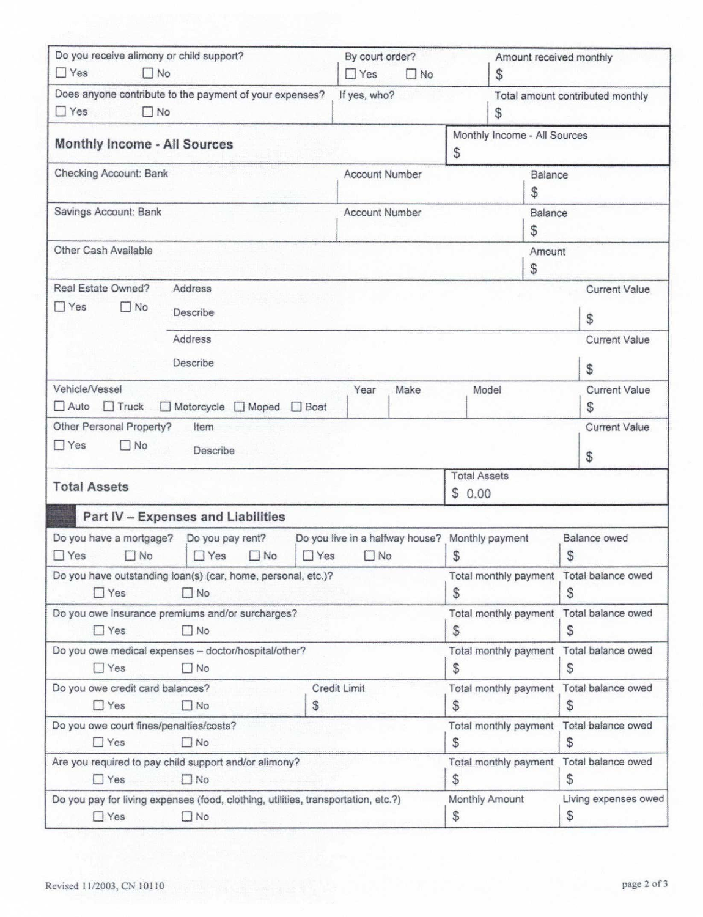| Do you receive alimony or child support? | By court order? | Amount received monthly |
|---|---|---|
| ☐ Yes ☐ No | ☐ Yes ☐ No | $ |

| Does anyone contribute to the payment of your expenses? | If yes, who? | Total amount contributed monthly |
|---|---|---|
| ☐ Yes ☐ No | | $ |

| **Monthly Income - All Sources** | Monthly Income - All Sources |
|---|---|
| | $ |

| Checking Account: Bank | Account Number | Balance |
|---|---|---|
| | | $ |

| Savings Account: Bank | Account Number | Balance |
|---|---|---|
| | | $ |

| Other Cash Available | Amount |
|---|---|
| | $ |

| Real Estate Owned? | Address / Describe | Current Value |
|---|---|---|
| ☐ Yes ☐ No | Address<br>Describe | $ |
| | Address<br>Describe | $ |

| Vehicle/Vessel | Year | Make | Model | Current Value |
|---|---|---|---|---|
| ☐ Auto ☐ Truck ☐ Motorcycle ☐ Moped ☐ Boat | | | | $ |

| Other Personal Property? | Item / Describe | Current Value |
|---|---|---|
| ☐ Yes ☐ No | Item<br>Describe | $ |

| **Total Assets** | Total Assets |
|---|---|
| | $ 0.00 |

## Part IV – Expenses and Liabilities

| Do you have a mortgage? | Do you pay rent? | Do you live in a halfway house? | Monthly payment | Balance owed |
|---|---|---|---|---|
| ☐ Yes ☐ No | ☐ Yes ☐ No | ☐ Yes ☐ No | $ | $ |

| Question | Credit Limit | Total monthly payment | Total balance owed |
|---|---|---|---|
| Do you have outstanding loan(s) (car, home, personal, etc.)? ☐ Yes ☐ No | | $ | $ |
| Do you owe insurance premiums and/or surcharges? ☐ Yes ☐ No | | $ | $ |
| Do you owe medical expenses – doctor/hospital/other? ☐ Yes ☐ No | | $ | $ |
| Do you owe credit card balances? ☐ Yes ☐ No | $ | $ | $ |
| Do you owe court fines/penalties/costs? ☐ Yes ☐ No | | $ | $ |
| Are you required to pay child support and/or alimony? ☐ Yes ☐ No | | $ | $ |

| Do you pay for living expenses (food, clothing, utilities, transportation, etc.?) | Monthly Amount | Living expenses owed |
|---|---|---|
| ☐ Yes ☐ No | $ | $ |

Revised 11/2003, CN 10110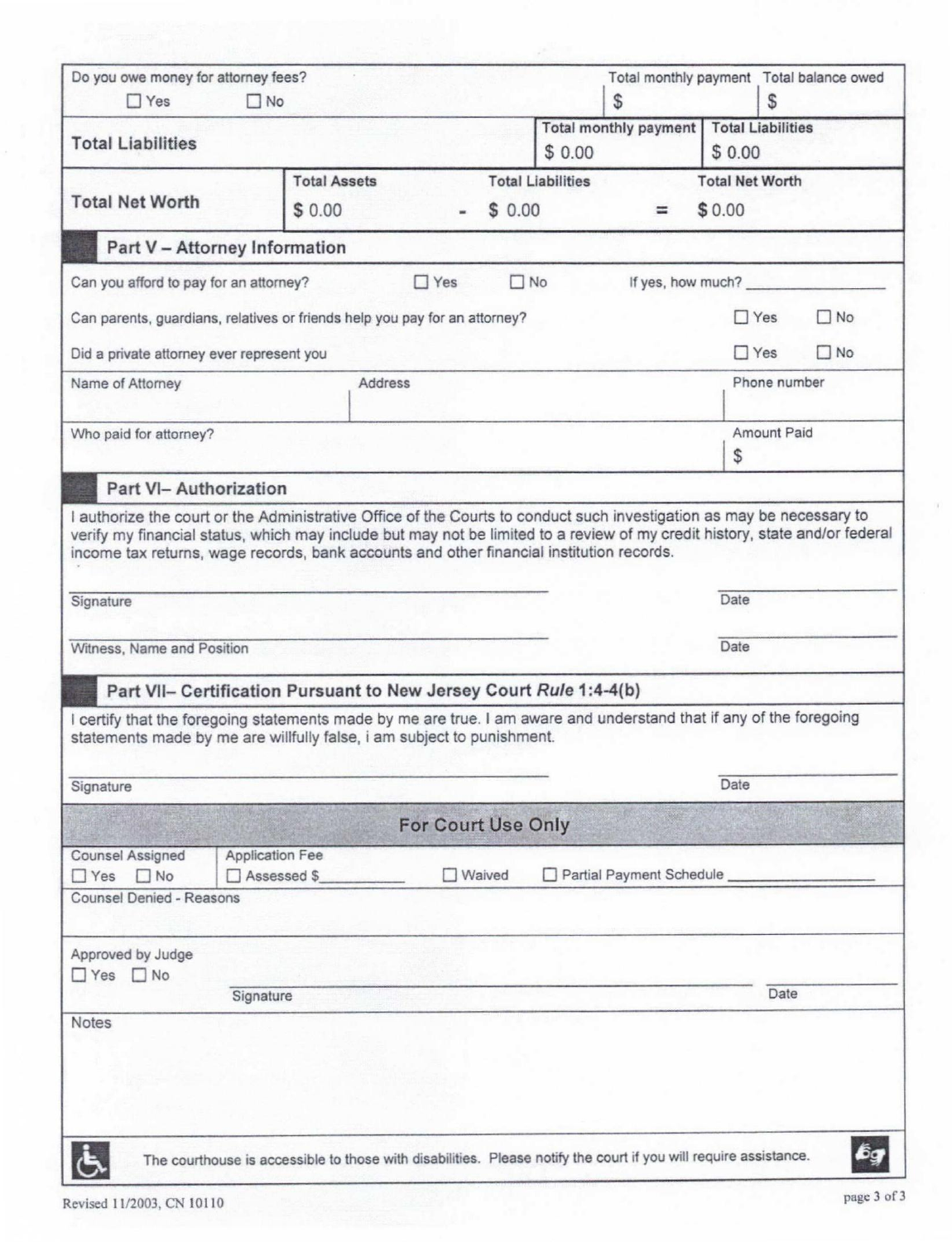| Do you owe money for attorney fees? | Total monthly payment | Total balance owed |
|---|---|---|
| ☐ Yes ☐ No | $ | $ |

| Total Liabilities | Total monthly payment | Total Liabilities |
|---|---|---|
| | $ 0.00 | $ 0.00 |

| Total Net Worth | Total Assets | | Total Liabilities | | Total Net Worth |
|---|---|---|---|---|---|
| | $ 0.00 | - | $ 0.00 | = | $ 0.00 |

## Part V – Attorney Information

Can you afford to pay for an attorney? ☐ Yes ☐ No If yes, how much? ______________

Can parents, guardians, relatives or friends help you pay for an attorney? ☐ Yes ☐ No

Did a private attorney ever represent you ☐ Yes ☐ No

| Name of Attorney | Address | Phone number |
|---|---|---|
| | | |

| Who paid for attorney? | Amount Paid |
|---|---|
| | $ |

## Part VI– Authorization

I authorize the court or the Administrative Office of the Courts to conduct such investigation as may be necessary to verify my financial status, which may include but may not be limited to a review of my credit history, state and/or federal income tax returns, wage records, bank accounts and other financial institution records.

Signature ______________________________ Date ______________

Witness, Name and Position ______________________________ Date ______________

## Part VII– Certification Pursuant to New Jersey Court *Rule* 1:4-4(b)

I certify that the foregoing statements made by me are true. I am aware and understand that if any of the foregoing statements made by me are willfully false, i am subject to punishment.

Signature ______________________________ Date ______________

### For Court Use Only

Counsel Assigned ☐ Yes ☐ No

Application Fee ☐ Assessed $__________ ☐ Waived ☐ Partial Payment Schedule ______________

Counsel Denied - Reasons

Approved by Judge ☐ Yes ☐ No

Signature ______________________________ Date ______________

Notes

The courthouse is accessible to those with disabilities. Please notify the court if you will require assistance.

Revised 11/2003, CN 10110